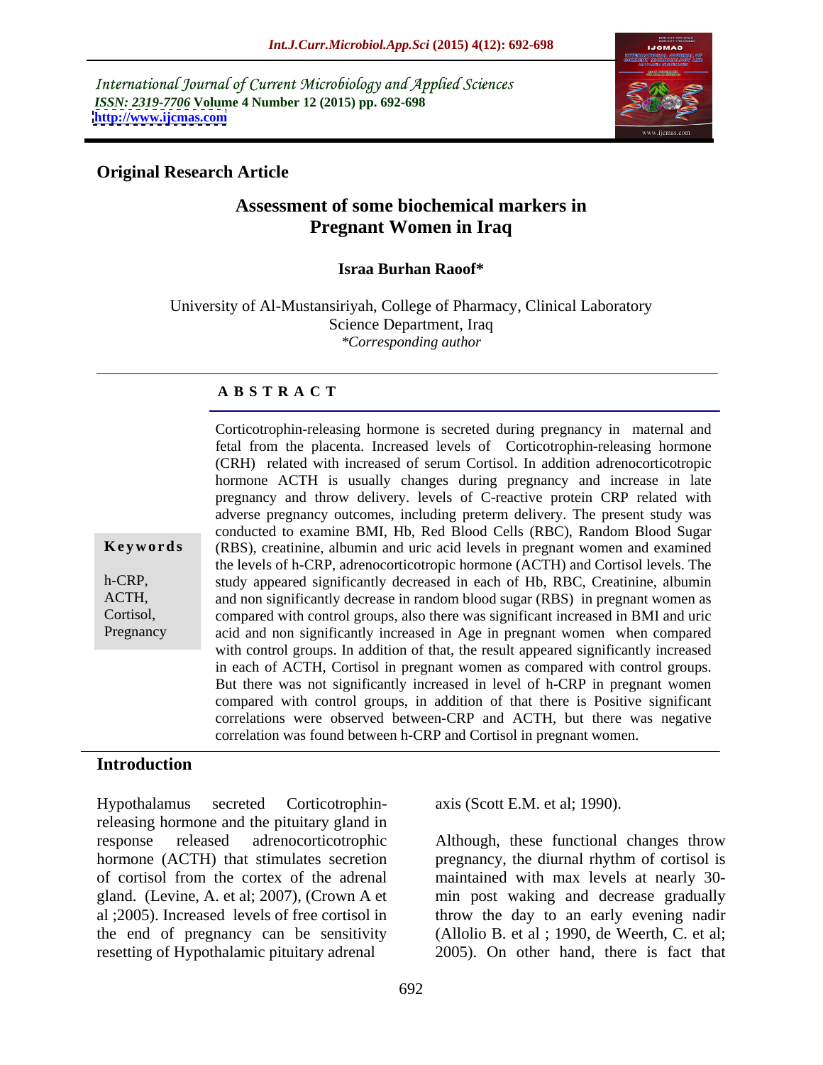International Journal of Current Microbiology and Applied Sciences
*ISSN: 2319-7706* **Volume 4 Number 12 (2015) pp. 692-698**
**http://www.ijcmas.com**

**Original Research Article**

# Assessment of some biochemical markers in Pregnant Women in Iraq

**Israa Burhan Raoof***

University of Al-Mustansiriyah, College of Pharmacy, Clinical Laboratory Science Department, Iraq
*\*Corresponding author*

## A B S T R A C T

**Keywords**

h-CRP, ACTH, Cortisol, Pregnancy

Corticotrophin-releasing hormone is secreted during pregnancy in maternal and fetal from the placenta. Increased levels of Corticotrophin-releasing hormone (CRH) related with increased of serum Cortisol. In addition adrenocorticotropic hormone ACTH is usually changes during pregnancy and increase in late pregnancy and throw delivery. levels of C-reactive protein CRP related with adverse pregnancy outcomes, including preterm delivery. The present study was conducted to examine BMI, Hb, Red Blood Cells (RBC), Random Blood Sugar (RBS), creatinine, albumin and uric acid levels in pregnant women and examined the levels of h-CRP, adrenocorticotropic hormone (ACTH) and Cortisol levels. The study appeared significantly decreased in each of Hb, RBC, Creatinine, albumin and non significantly decrease in random blood sugar (RBS) in pregnant women as compared with control groups, also there was significant increased in BMI and uric acid and non significantly increased in Age in pregnant women when compared with control groups. In addition of that, the result appeared significantly increased in each of ACTH, Cortisol in pregnant women as compared with control groups. But there was not significantly increased in level of h-CRP in pregnant women compared with control groups, in addition of that there is Positive significant correlations were observed between-CRP and ACTH, but there was negative correlation was found between h-CRP and Cortisol in pregnant women.

## Introduction

Hypothalamus secreted Corticotrophin-releasing hormone and the pituitary gland in response released adrenocorticotrophic hormone (ACTH) that stimulates secretion of cortisol from the cortex of the adrenal gland. (Levine, A. et al; 2007), (Crown A et al ;2005). Increased levels of free cortisol in the end of pregnancy can be sensitivity resetting of Hypothalamic pituitary adrenal axis (Scott E.M. et al; 1990).

Although, these functional changes throw pregnancy, the diurnal rhythm of cortisol is maintained with max levels at nearly 30-min post waking and decrease gradually throw the day to an early evening nadir (Allolio B. et al ; 1990, de Weerth, C. et al; 2005). On other hand, there is fact that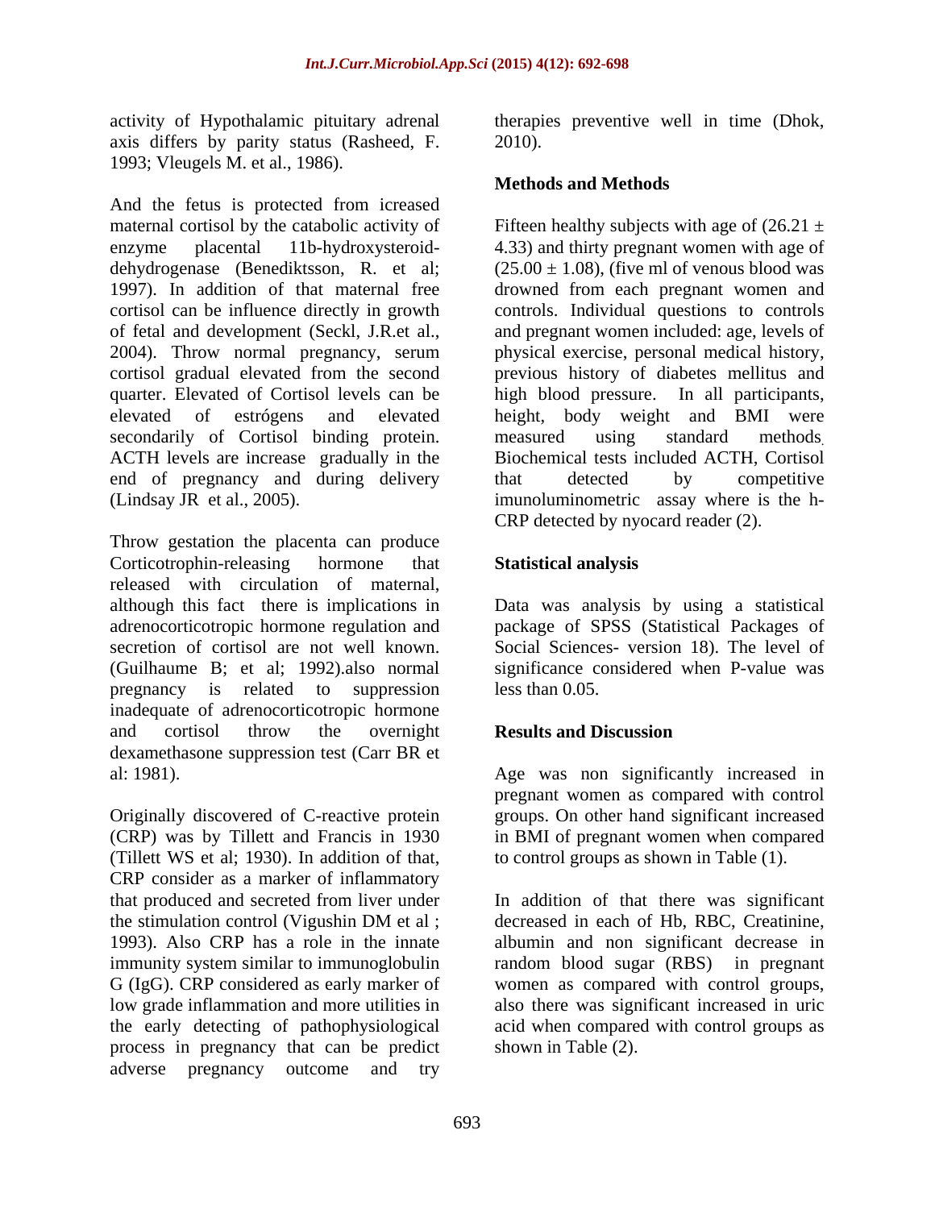activity of Hypothalamic pituitary adrenal axis differs by parity status (Rasheed, F. 1993; Vleugels M. et al., 1986).

And the fetus is protected from icreased maternal cortisol by the catabolic activity of enzyme placental 11b-hydroxysteroid-dehydrogenase (Benediktsson, R. et al; 1997). In addition of that maternal free cortisol can be influence directly in growth of fetal and development (Seckl, J.R.et al., 2004). Throw normal pregnancy, serum cortisol gradual elevated from the second quarter. Elevated of Cortisol levels can be elevated of estrógens and elevated secondarily of Cortisol binding protein. ACTH levels are increase gradually in the end of pregnancy and during delivery (Lindsay JR et al., 2005).

Throw gestation the placenta can produce Corticotrophin-releasing hormone that released with circulation of maternal, although this fact there is implications in adrenocorticotropic hormone regulation and secretion of cortisol are not well known. (Guilhaume B; et al; 1992).also normal pregnancy is related to suppression inadequate of adrenocorticotropic hormone and cortisol throw the overnight dexamethasone suppression test (Carr BR et al: 1981).

Originally discovered of C-reactive protein (CRP) was by Tillett and Francis in 1930 (Tillett WS et al; 1930). In addition of that, CRP consider as a marker of inflammatory that produced and secreted from liver under the stimulation control (Vigushin DM et al ; 1993). Also CRP has a role in the innate immunity system similar to immunoglobulin G (IgG). CRP considered as early marker of low grade inflammation and more utilities in the early detecting of pathophysiological process in pregnancy that can be predict adverse pregnancy outcome and try therapies preventive well in time (Dhok, 2010).

## Methods and Methods

Fifteen healthy subjects with age of ($26.21 \pm 4.33$) and thirty pregnant women with age of ($25.00 \pm 1.08$), (five ml of venous blood was drowned from each pregnant women and controls. Individual questions to controls and pregnant women included: age, levels of physical exercise, personal medical history, previous history of diabetes mellitus and high blood pressure. In all participants, height, body weight and BMI were measured using standard methods. Biochemical tests included ACTH, Cortisol that detected by competitive imunoluminometric assay where is the h-CRP detected by nyocard reader (2).

## Statistical analysis

Data was analysis by using a statistical package of SPSS (Statistical Packages of Social Sciences- version 18). The level of significance considered when P-value was less than 0.05.

## Results and Discussion

Age was non significantly increased in pregnant women as compared with control groups. On other hand significant increased in BMI of pregnant women when compared to control groups as shown in Table (1).

In addition of that there was significant decreased in each of Hb, RBC, Creatinine, albumin and non significant decrease in random blood sugar (RBS) in pregnant women as compared with control groups, also there was significant increased in uric acid when compared with control groups as shown in Table (2).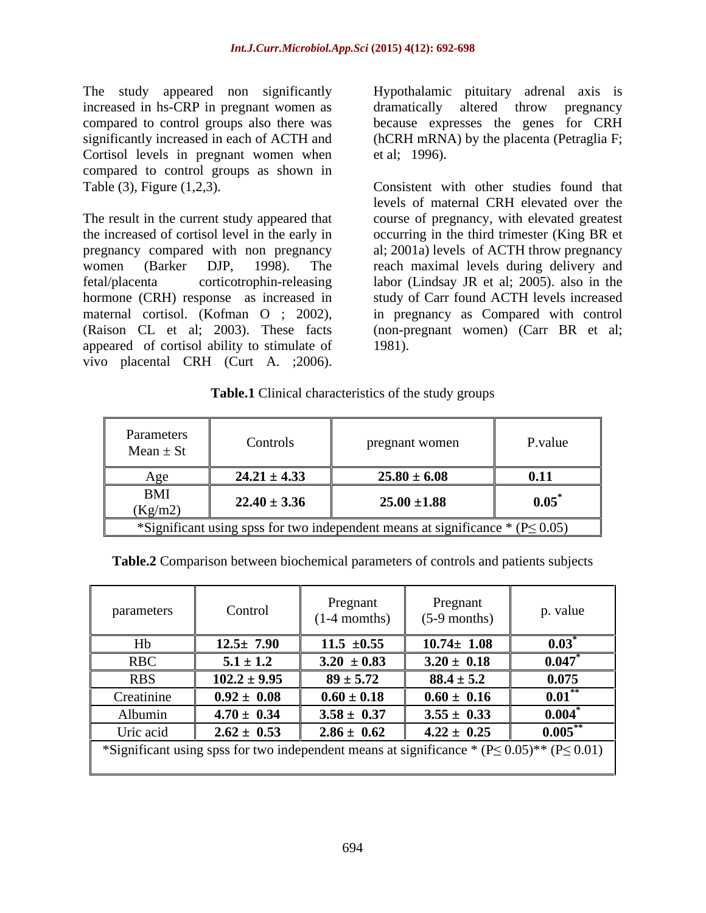The study appeared non significantly increased in hs-CRP in pregnant women as compared to control groups also there was significantly increased in each of ACTH and Cortisol levels in pregnant women when compared to control groups as shown in Table (3), Figure (1,2,3).

The result in the current study appeared that the increased of cortisol level in the early in pregnancy compared with non pregnancy women (Barker DJP, 1998). The fetal/placenta corticotrophin-releasing hormone (CRH) response as increased in maternal cortisol. (Kofman O ; 2002), (Raison CL et al; 2003). These facts appeared of cortisol ability to stimulate of vivo placental CRH (Curt A. ;2006). Hypothalamic pituitary adrenal axis is dramatically altered throw pregnancy because expresses the genes for CRH (hCRH mRNA) by the placenta (Petraglia F; et al; 1996).

Consistent with other studies found that levels of maternal CRH elevated over the course of pregnancy, with elevated greatest occurring in the third trimester (King BR et al; 2001a) levels of ACTH throw pregnancy reach maximal levels during delivery and labor (Lindsay JR et al; 2005). also in the study of Carr found ACTH levels increased in pregnancy as Compared with control (non-pregnant women) (Carr BR et al; 1981).

**Table.1** Clinical characteristics of the study groups

| Parameters Mean ± St | Controls | pregnant women | P.value |
|---|---|---|---|
| Age | **24.21 ± 4.33** | **25.80 ± 6.08** | **0.11** |
| BMI (Kg/m2) | **22.40 ± 3.36** | **25.00 ±1.88** | **0.05*** |
| *Significant using spss for two independent means at significance * (P≤ 0.05) | | | |

**Table.2** Comparison between biochemical parameters of controls and patients subjects

| parameters | Control | Pregnant (1-4 momths) | Pregnant (5-9 months) | p. value |
|---|---|---|---|---|
| Hb | **12.5± 7.90** | **11.5 ±0.55** | **10.74± 1.08** | **0.03*** |
| RBC | **5.1 ± 1.2** | **3.20 ± 0.83** | **3.20 ± 0.18** | **0.047*** |
| RBS | **102.2 ± 9.95** | **89 ± 5.72** | **88.4 ± 5.2** | **0.075** |
| Creatinine | **0.92 ± 0.08** | **0.60 ± 0.18** | **0.60 ± 0.16** | **0.01**** |
| Albumin | **4.70 ± 0.34** | **3.58 ± 0.37** | **3.55 ± 0.33** | **0.004*** |
| Uric acid | **2.62 ± 0.53** | **2.86 ± 0.62** | **4.22 ± 0.25** | **0.005**** |
| *Significant using spss for two independent means at significance * (P≤ 0.05)** (P≤ 0.01) | | | | |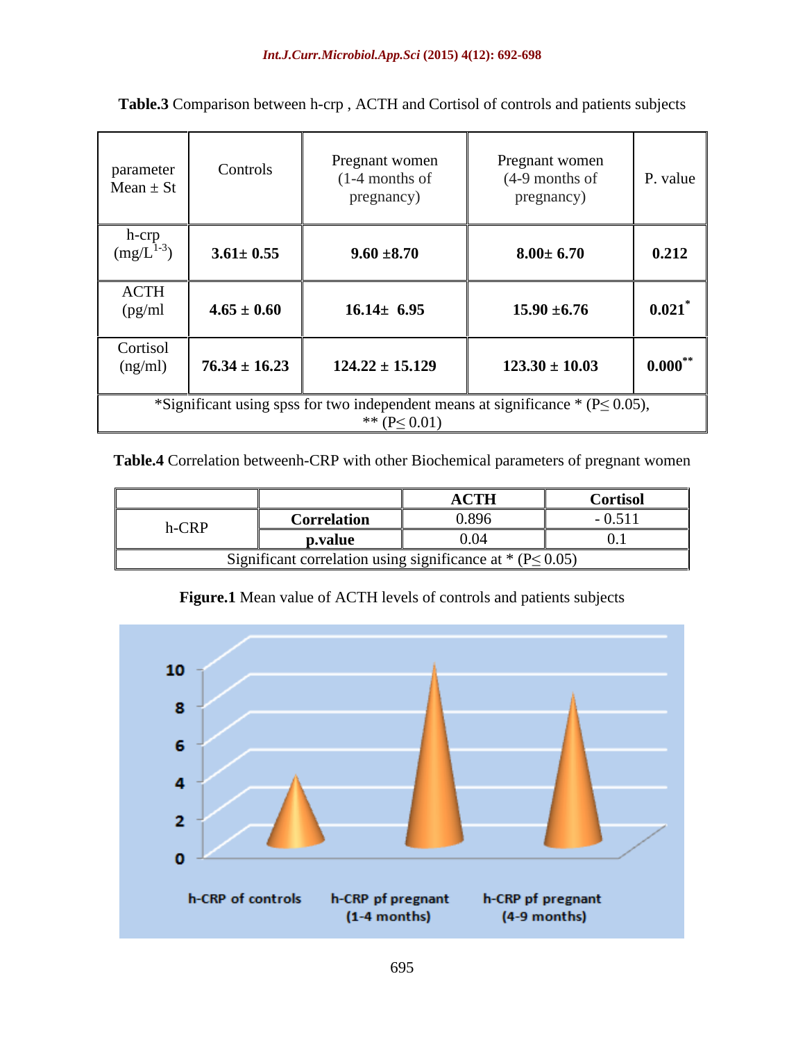**Table.3** Comparison between h-crp , ACTH and Cortisol of controls and patients subjects

| parameter Mean ± St | Controls | Pregnant women (1-4 months of pregnancy) | Pregnant women (4-9 months of pregnancy) | P. value |
|---|---|---|---|---|
| h-crp ($mg/L^{1-3}$) | **3.61± 0.55** | **9.60 ±8.70** | **8.00± 6.70** | **0.212** |
| ACTH (pg/ml | **4.65 ± 0.60** | **16.14± 6.95** | **15.90 ±6.76** | **0.021*** |
| Cortisol (ng/ml) | **76.34 ± 16.23** | **124.22 ± 15.129** | **123.30 ± 10.03** | **0.000**** |
| *Significant using spss for two independent means at significance * ($P \leq 0.05$), ** ($P \leq 0.01$) | | | | |

**Table.4** Correlation betweenh-CRP with other Biochemical parameters of pregnant women

| | | **ACTH** | **Cortisol** |
|---|---|---|---|
| h-CRP | **Correlation** | 0.896 | - 0.511 |
| | **p.value** | 0.04 | 0.1 |
| Significant correlation using significance at * ($P \leq 0.05$) | | | |

**Figure.1** Mean value of ACTH levels of controls and patients subjects

| | h-CRP of controls | h-CRP pf pregnant (1-4 months) | h-CRP pf pregnant (4-9 months) |
|---|---|---|---|
| Value (approx.) | ~4 | ~10 | ~8.5 |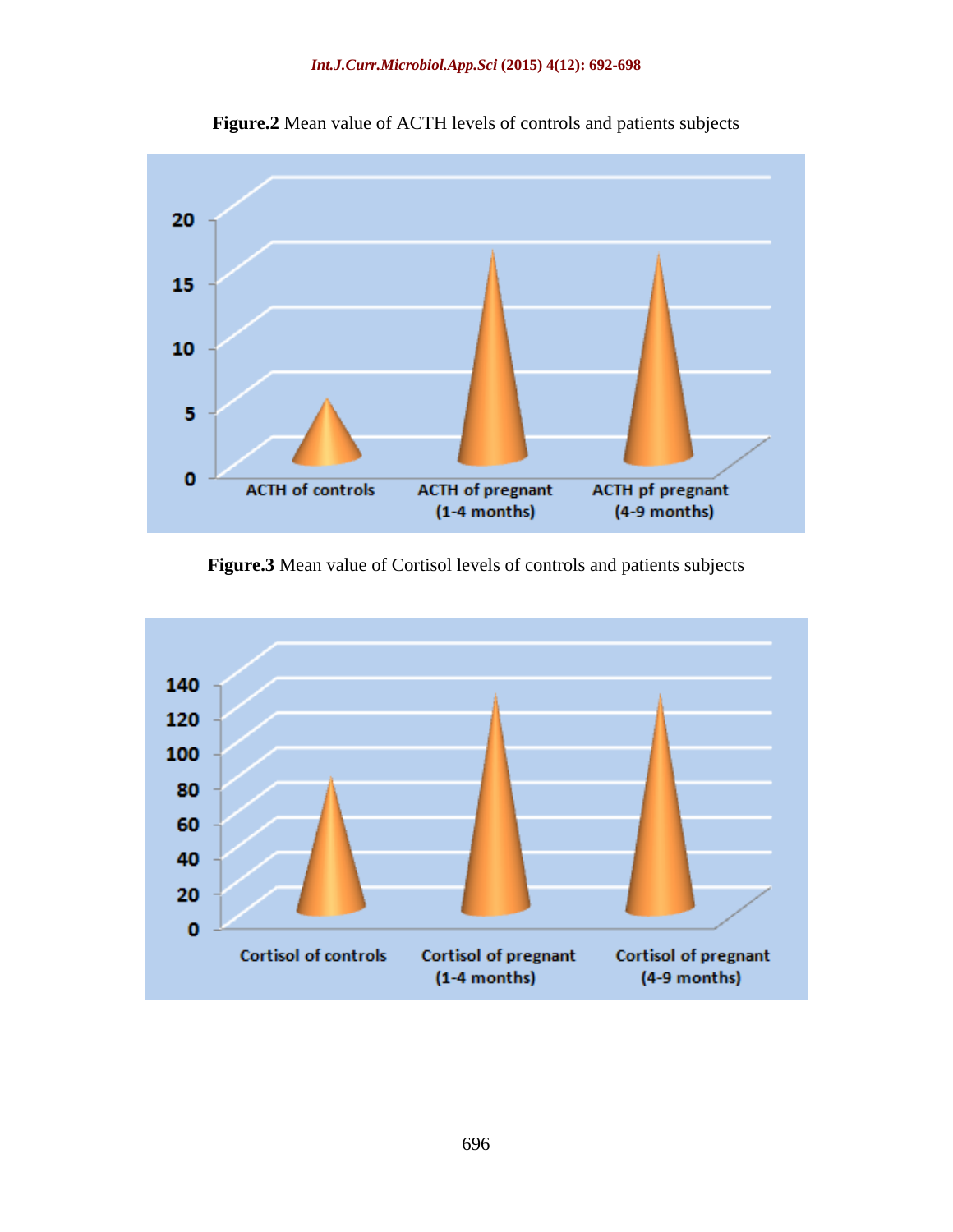**Figure.2** Mean value of ACTH levels of controls and patients subjects

**Figure.3** Mean value of Cortisol levels of controls and patients subjects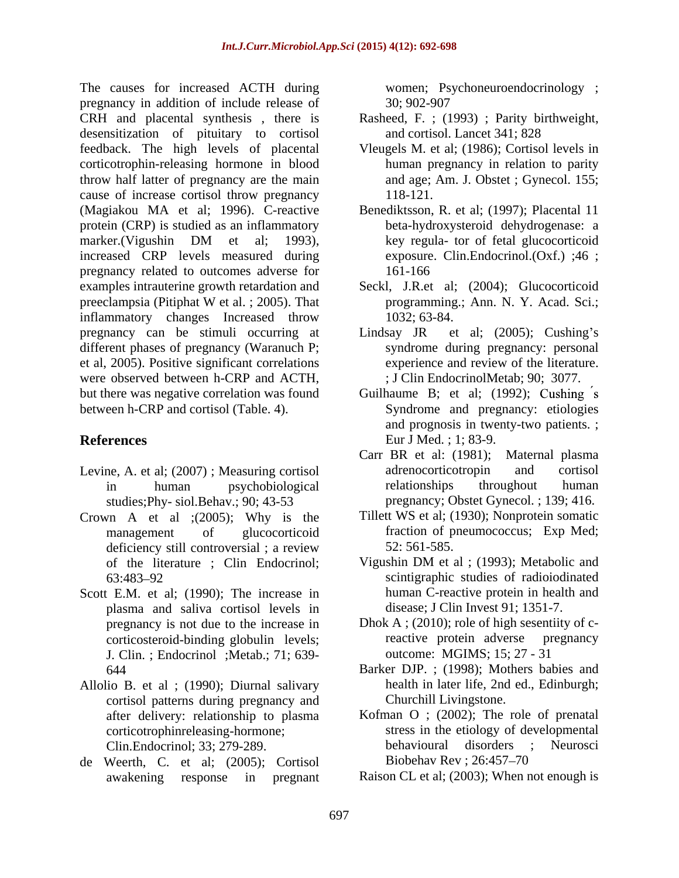The causes for increased ACTH during pregnancy in addition of include release of CRH and placental synthesis , there is desensitization of pituitary to cortisol feedback. The high levels of placental corticotrophin-releasing hormone in blood throw half latter of pregnancy are the main cause of increase cortisol throw pregnancy (Magiakou MA et al; 1996). C-reactive protein (CRP) is studied as an inflammatory marker.(Vigushin DM et al; 1993), increased CRP levels measured during pregnancy related to outcomes adverse for examples intrauterine growth retardation and preeclampsia (Pitiphat W et al. ; 2005). That inflammatory changes Increased throw pregnancy can be stimuli occurring at different phases of pregnancy (Waranuch P; et al, 2005). Positive significant correlations were observed between h-CRP and ACTH, but there was negative correlation was found between h-CRP and cortisol (Table. 4).

## References

Levine, A. et al; (2007) ; Measuring cortisol in human psychobiological studies;Phy- siol.Behav.; 90; 43-53

Crown A et al ;(2005); Why is the management of glucocorticoid deficiency still controversial ; a review of the literature ; Clin Endocrinol; 63:483–92

Scott E.M. et al; (1990); The increase in plasma and saliva cortisol levels in pregnancy is not due to the increase in corticosteroid-binding globulin levels; J. Clin. ; Endocrinol ;Metab.; 71; 639-644

Allolio B. et al ; (1990); Diurnal salivary cortisol patterns during pregnancy and after delivery: relationship to plasma corticotrophinreleasing-hormone; Clin.Endocrinol; 33; 279-289.

de Weerth, C. et al; (2005); Cortisol awakening response in pregnant women; Psychoneuroendocrinology ; 30; 902-907

Rasheed, F. ; (1993) ; Parity birthweight, and cortisol. Lancet 341; 828

Vleugels M. et al; (1986); Cortisol levels in human pregnancy in relation to parity and age; Am. J. Obstet ; Gynecol. 155; 118-121.

Benediktsson, R. et al; (1997); Placental 11 beta-hydroxysteroid dehydrogenase: a key regula- tor of fetal glucocorticoid exposure. Clin.Endocrinol.(Oxf.) ;46 ; 161-166

Seckl, J.R.et al; (2004); Glucocorticoid programming.; Ann. N. Y. Acad. Sci.; 1032; 63-84.

Lindsay JR et al; (2005); Cushing's syndrome during pregnancy: personal experience and review of the literature. ; J Clin EndocrinolMetab; 90; 3077.

Guilhaume B; et al; (1992); Cushing ́s Syndrome and pregnancy: etiologies and prognosis in twenty-two patients. ; Eur J Med. ; 1; 83-9.

Carr BR et al: (1981); Maternal plasma adrenocorticotropin and cortisol relationships throughout human pregnancy; Obstet Gynecol. ; 139; 416.

Tillett WS et al; (1930); Nonprotein somatic fraction of pneumococcus; Exp Med; 52: 561-585.

Vigushin DM et al ; (1993); Metabolic and scintigraphic studies of radioiodinated human C-reactive protein in health and disease; J Clin Invest 91; 1351-7.

Dhok A ; (2010); role of high sesentiity of c-reactive protein adverse pregnancy outcome: MGIMS; 15; 27 - 31

Barker DJP. ; (1998); Mothers babies and health in later life, 2nd ed., Edinburgh; Churchill Livingstone.

Kofman O ; (2002); The role of prenatal stress in the etiology of developmental behavioural disorders ; Neurosci Biobehav Rev ; 26:457–70

Raison CL et al; (2003); When not enough is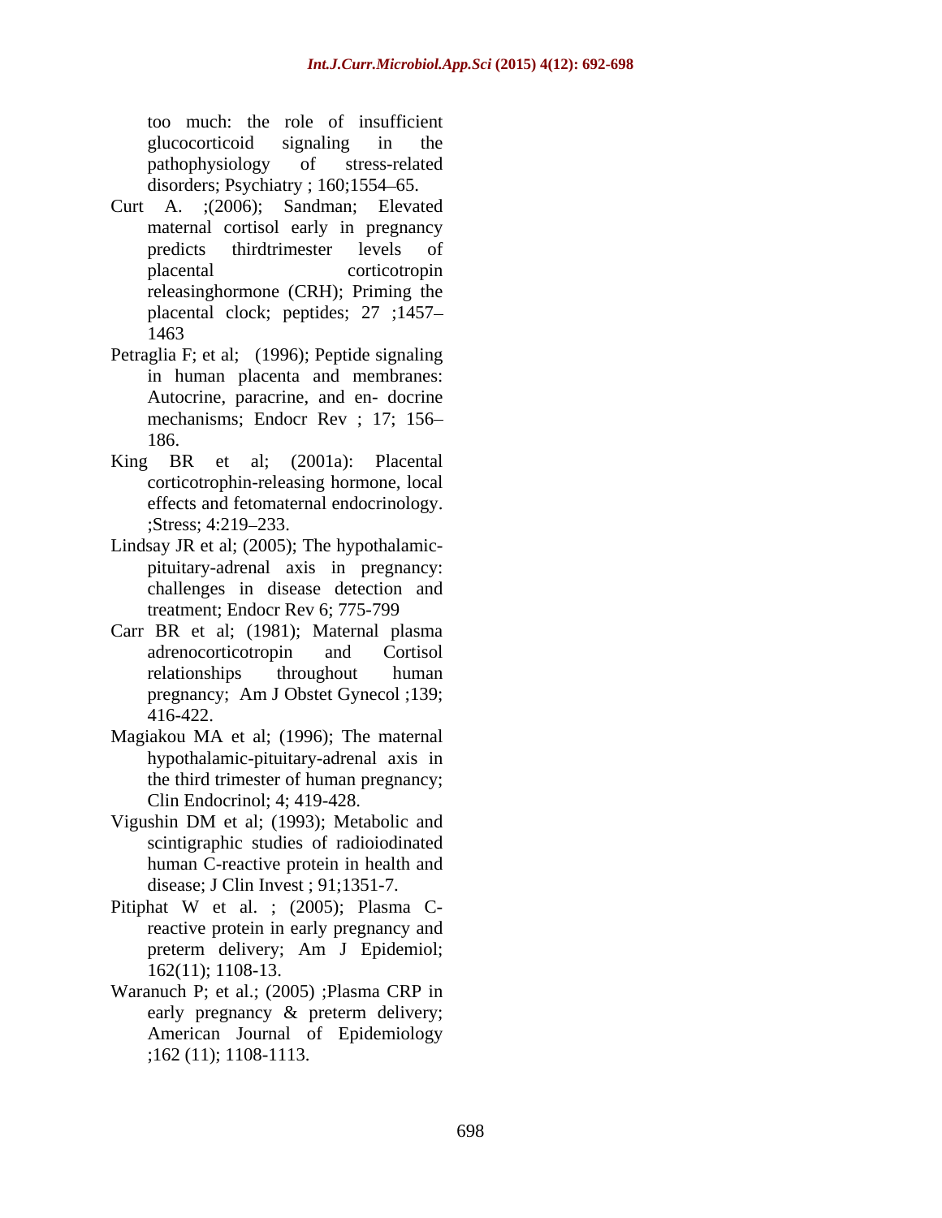too much: the role of insufficient glucocorticoid signaling in the pathophysiology of stress-related disorders; Psychiatry ; 160;1554–65.

Curt A. ;(2006); Sandman; Elevated maternal cortisol early in pregnancy predicts thirdtrimester levels of placental corticotropin releasinghormone (CRH); Priming the placental clock; peptides; 27 ;1457–1463

Petraglia F; et al; (1996); Peptide signaling in human placenta and membranes: Autocrine, paracrine, and en- docrine mechanisms; Endocr Rev ; 17; 156–186.

King BR et al; (2001a): Placental corticotrophin-releasing hormone, local effects and fetomaternal endocrinology. ;Stress; 4:219–233.

Lindsay JR et al; (2005); The hypothalamic-pituitary-adrenal axis in pregnancy: challenges in disease detection and treatment; Endocr Rev 6; 775-799

Carr BR et al; (1981); Maternal plasma adrenocorticotropin and Cortisol relationships throughout human pregnancy; Am J Obstet Gynecol ;139; 416-422.

Magiakou MA et al; (1996); The maternal hypothalamic-pituitary-adrenal axis in the third trimester of human pregnancy; Clin Endocrinol; 4; 419-428.

Vigushin DM et al; (1993); Metabolic and scintigraphic studies of radioiodinated human C-reactive protein in health and disease; J Clin Invest ; 91;1351-7.

Pitiphat W et al. ; (2005); Plasma C-reactive protein in early pregnancy and preterm delivery; Am J Epidemiol; 162(11); 1108-13.

Waranuch P; et al.; (2005) ;Plasma CRP in early pregnancy & preterm delivery; American Journal of Epidemiology ;162 (11); 1108-1113.